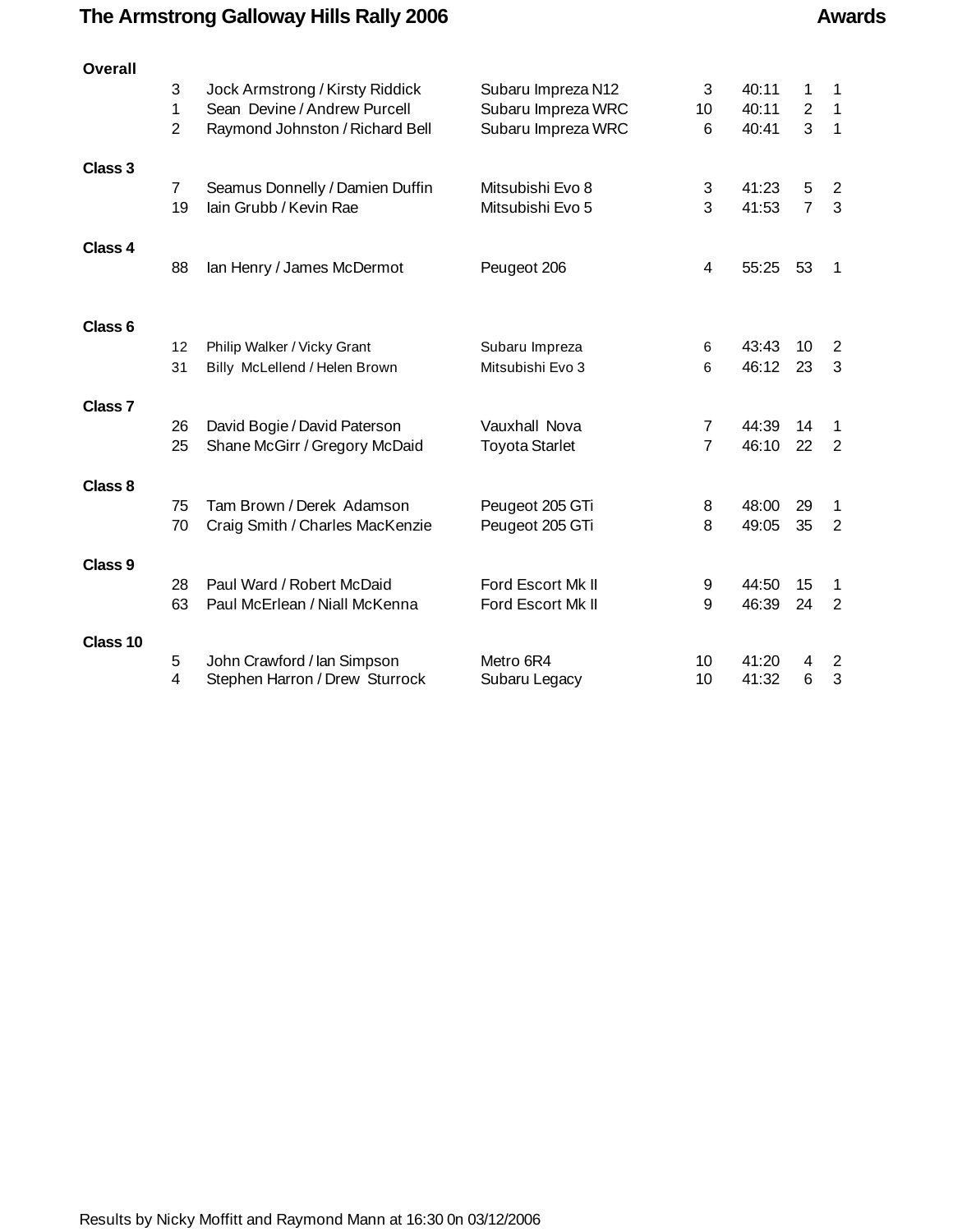# The Armstrong Galloway Hills Rally 2006

## Awards

| | No. | Crew | Car | Class | Time | Overall Pos | Class Pos |
|---|---|---|---|---|---|---|---|
| **Overall** | | | | | | | |
| | 3 | Jock Armstrong / Kirsty Riddick | Subaru Impreza N12 | 3 | 40:11 | 1 | 1 |
| | 1 | Sean Devine / Andrew Purcell | Subaru Impreza WRC | 10 | 40:11 | 2 | 1 |
| | 2 | Raymond Johnston / Richard Bell | Subaru Impreza WRC | 6 | 40:41 | 3 | 1 |
| **Class 3** | | | | | | | |
| | 7 | Seamus Donnelly / Damien Duffin | Mitsubishi Evo 8 | 3 | 41:23 | 5 | 2 |
| | 19 | Iain Grubb / Kevin Rae | Mitsubishi Evo 5 | 3 | 41:53 | 7 | 3 |
| **Class 4** | | | | | | | |
| | 88 | Ian Henry / James McDermot | Peugeot 206 | 4 | 55:25 | 53 | 1 |
| **Class 6** | | | | | | | |
| | 12 | Philip Walker / Vicky Grant | Subaru Impreza | 6 | 43:43 | 10 | 2 |
| | 31 | Billy McLellend / Helen Brown | Mitsubishi Evo 3 | 6 | 46:12 | 23 | 3 |
| **Class 7** | | | | | | | |
| | 26 | David Bogie / David Paterson | Vauxhall Nova | 7 | 44:39 | 14 | 1 |
| | 25 | Shane McGirr / Gregory McDaid | Toyota Starlet | 7 | 46:10 | 22 | 2 |
| **Class 8** | | | | | | | |
| | 75 | Tam Brown / Derek Adamson | Peugeot 205 GTi | 8 | 48:00 | 29 | 1 |
| | 70 | Craig Smith / Charles MacKenzie | Peugeot 205 GTi | 8 | 49:05 | 35 | 2 |
| **Class 9** | | | | | | | |
| | 28 | Paul Ward / Robert McDaid | Ford Escort Mk II | 9 | 44:50 | 15 | 1 |
| | 63 | Paul McErlean / Niall McKenna | Ford Escort Mk II | 9 | 46:39 | 24 | 2 |
| **Class 10** | | | | | | | |
| | 5 | John Crawford / Ian Simpson | Metro 6R4 | 10 | 41:20 | 4 | 2 |
| | 4 | Stephen Harron / Drew Sturrock | Subaru Legacy | 10 | 41:32 | 6 | 3 |

Results by Nicky Moffitt and Raymond Mann at 16:30 0n 03/12/2006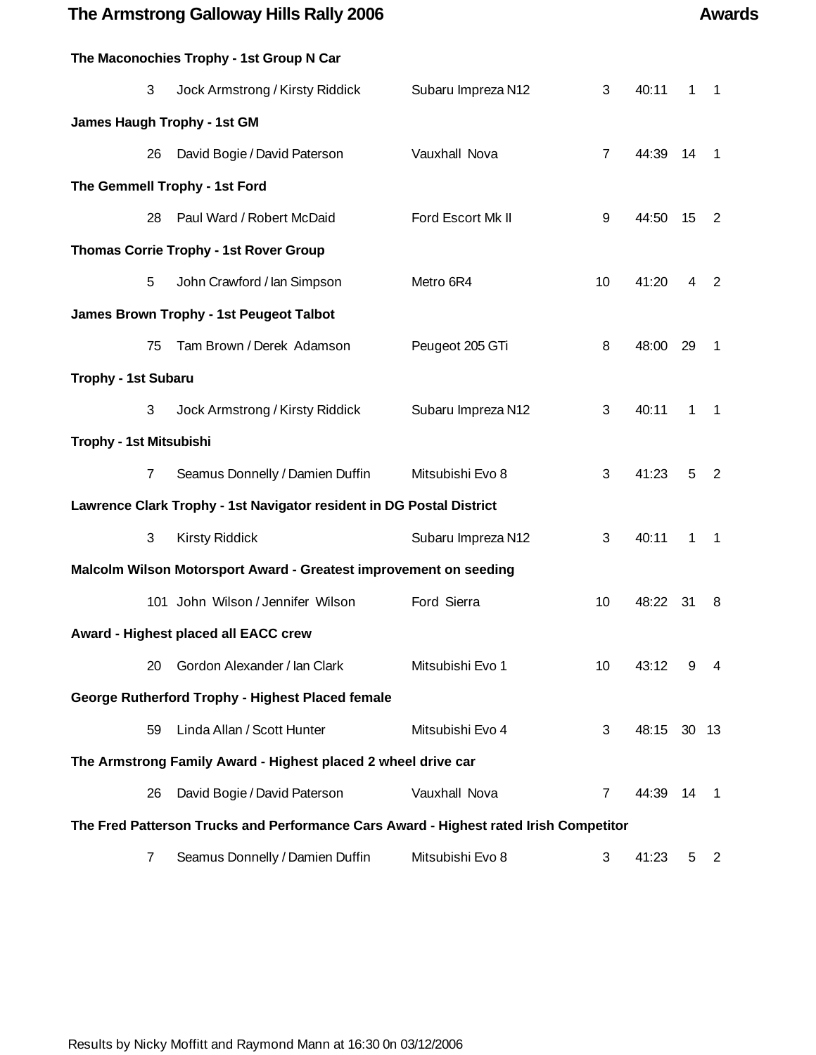# The Armstrong Galloway Hills Rally 2006

## Awards

**The Maconochies Trophy - 1st Group N Car**

| 3 | Jock Armstrong / Kirsty Riddick | Subaru Impreza N12 | 3 | 40:11 | 1 | 1 |
|---|---|---|---|---|---|---|

**James Haugh Trophy - 1st GM**

| 26 | David Bogie / David Paterson | Vauxhall Nova | 7 | 44:39 | 14 | 1 |
|---|---|---|---|---|---|---|

**The Gemmell Trophy - 1st Ford**

| 28 | Paul Ward / Robert McDaid | Ford Escort Mk II | 9 | 44:50 | 15 | 2 |
|---|---|---|---|---|---|---|

**Thomas Corrie Trophy - 1st Rover Group**

| 5 | John Crawford / Ian Simpson | Metro 6R4 | 10 | 41:20 | 4 | 2 |
|---|---|---|---|---|---|---|

**James Brown Trophy - 1st Peugeot Talbot**

| 75 | Tam Brown / Derek Adamson | Peugeot 205 GTi | 8 | 48:00 | 29 | 1 |
|---|---|---|---|---|---|---|

**Trophy - 1st Subaru**

| 3 | Jock Armstrong / Kirsty Riddick | Subaru Impreza N12 | 3 | 40:11 | 1 | 1 |
|---|---|---|---|---|---|---|

**Trophy - 1st Mitsubishi**

| 7 | Seamus Donnelly / Damien Duffin | Mitsubishi Evo 8 | 3 | 41:23 | 5 | 2 |
|---|---|---|---|---|---|---|

**Lawrence Clark Trophy - 1st Navigator resident in DG Postal District**

| 3 | Kirsty Riddick | Subaru Impreza N12 | 3 | 40:11 | 1 | 1 |
|---|---|---|---|---|---|---|

**Malcolm Wilson Motorsport Award - Greatest improvement on seeding**

| 101 | John Wilson / Jennifer Wilson | Ford Sierra | 10 | 48:22 | 31 | 8 |
|---|---|---|---|---|---|---|

**Award - Highest placed all EACC crew**

| 20 | Gordon Alexander / Ian Clark | Mitsubishi Evo 1 | 10 | 43:12 | 9 | 4 |
|---|---|---|---|---|---|---|

**George Rutherford Trophy - Highest Placed female**

| 59 | Linda Allan / Scott Hunter | Mitsubishi Evo 4 | 3 | 48:15 | 30 | 13 |
|---|---|---|---|---|---|---|

**The Armstrong Family Award - Highest placed 2 wheel drive car**

| 26 | David Bogie / David Paterson | Vauxhall Nova | 7 | 44:39 | 14 | 1 |
|---|---|---|---|---|---|---|

**The Fred Patterson Trucks and Performance Cars Award - Highest rated Irish Competitor**

| 7 | Seamus Donnelly / Damien Duffin | Mitsubishi Evo 8 | 3 | 41:23 | 5 | 2 |
|---|---|---|---|---|---|---|

Results by Nicky Moffitt and Raymond Mann at 16:30 0n 03/12/2006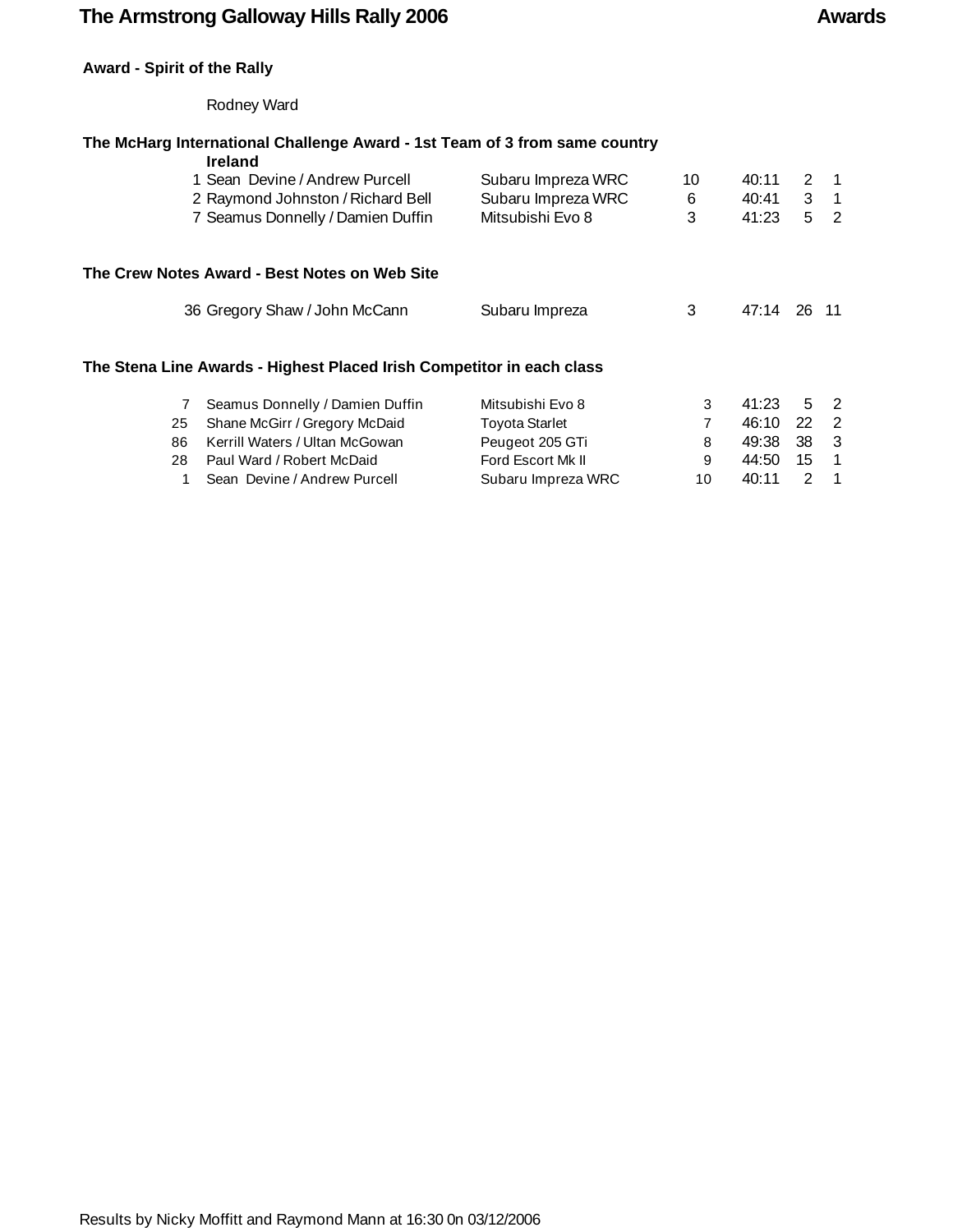# The Armstrong Galloway Hills Rally 2006 — Awards

**Award - Spirit of the Rally**

Rodney Ward

**The McHarg International Challenge Award - 1st Team of 3 from same country**

**Ireland**

| No. | Crew | Car | Class | Time | Overall | Class Pos |
|---|---|---|---|---|---|---|
| 1 | Sean Devine / Andrew Purcell | Subaru Impreza WRC | 10 | 40:11 | 2 | 1 |
| 2 | Raymond Johnston / Richard Bell | Subaru Impreza WRC | 6 | 40:41 | 3 | 1 |
| 7 | Seamus Donnelly / Damien Duffin | Mitsubishi Evo 8 | 3 | 41:23 | 5 | 2 |

**The Crew Notes Award - Best Notes on Web Site**

| No. | Crew | Car | Class | Time | Overall | Class Pos |
|---|---|---|---|---|---|---|
| 36 | Gregory Shaw / John McCann | Subaru Impreza | 3 | 47:14 | 26 | 11 |

**The Stena Line Awards - Highest Placed Irish Competitor in each class**

| No. | Crew | Car | Class | Time | Overall | Class Pos |
|---|---|---|---|---|---|---|
| 7 | Seamus Donnelly / Damien Duffin | Mitsubishi Evo 8 | 3 | 41:23 | 5 | 2 |
| 25 | Shane McGirr / Gregory McDaid | Toyota Starlet | 7 | 46:10 | 22 | 2 |
| 86 | Kerrill Waters / Ultan McGowan | Peugeot 205 GTi | 8 | 49:38 | 38 | 3 |
| 28 | Paul Ward / Robert McDaid | Ford Escort Mk II | 9 | 44:50 | 15 | 1 |
| 1 | Sean Devine / Andrew Purcell | Subaru Impreza WRC | 10 | 40:11 | 2 | 1 |

Results by Nicky Moffitt and Raymond Mann at 16:30 0n 03/12/2006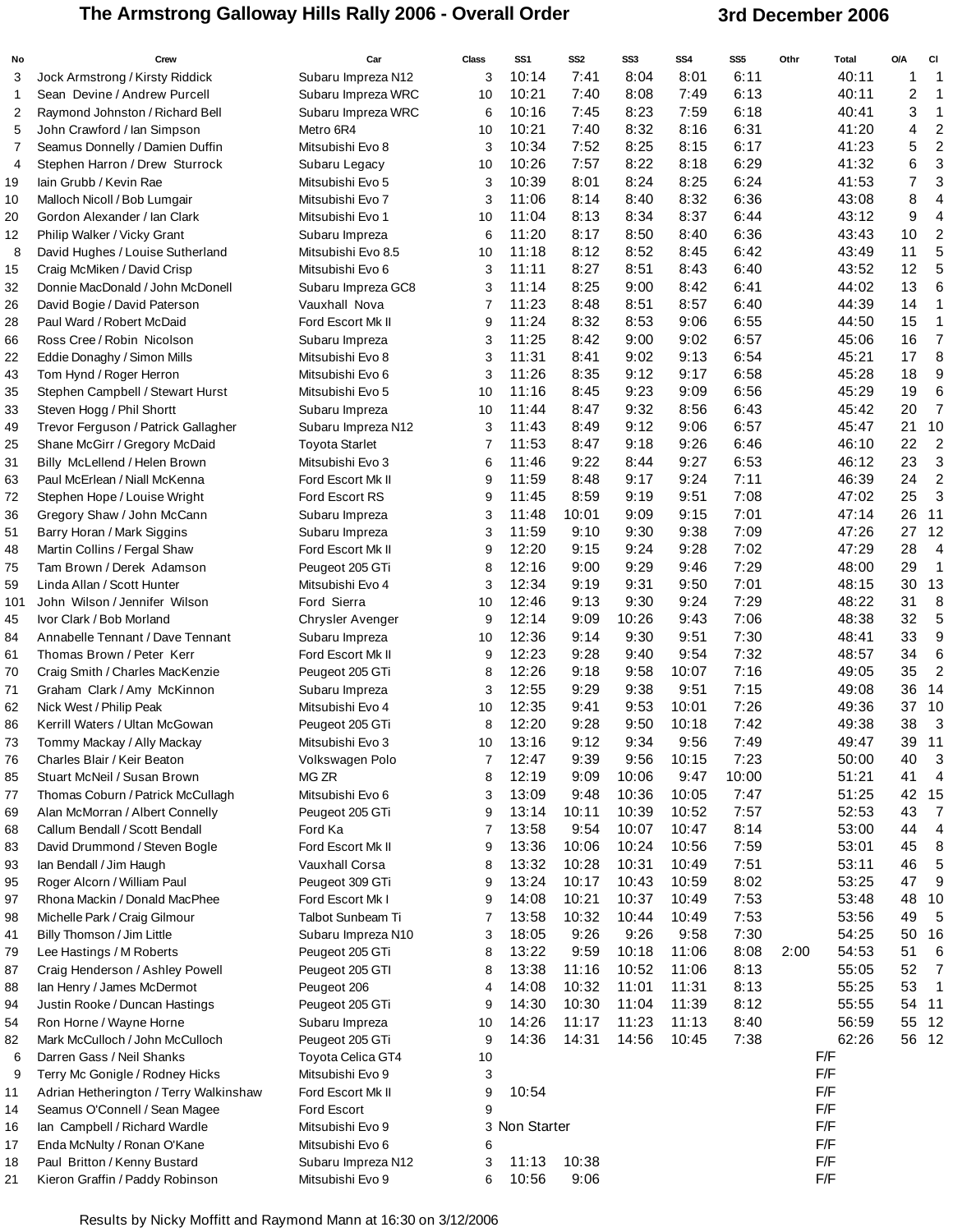# The Armstrong Galloway Hills Rally 2006 - Overall Order

**3rd December 2006**

| No | Crew | Car | Class | SS1 | SS2 | SS3 | SS4 | SS5 | Othr | Total | O/A | Cl |
|---|---|---|---|---|---|---|---|---|---|---|---|---|
| 3 | Jock Armstrong / Kirsty Riddick | Subaru Impreza N12 | 3 | 10:14 | 7:41 | 8:04 | 8:01 | 6:11 | | 40:11 | 1 | 1 |
| 1 | Sean Devine / Andrew Purcell | Subaru Impreza WRC | 10 | 10:21 | 7:40 | 8:08 | 7:49 | 6:13 | | 40:11 | 2 | 1 |
| 2 | Raymond Johnston / Richard Bell | Subaru Impreza WRC | 6 | 10:16 | 7:45 | 8:23 | 7:59 | 6:18 | | 40:41 | 3 | 1 |
| 5 | John Crawford / Ian Simpson | Metro 6R4 | 10 | 10:21 | 7:40 | 8:32 | 8:16 | 6:31 | | 41:20 | 4 | 2 |
| 7 | Seamus Donnelly / Damien Duffin | Mitsubishi Evo 8 | 3 | 10:34 | 7:52 | 8:25 | 8:15 | 6:17 | | 41:23 | 5 | 2 |
| 4 | Stephen Harron / Drew Sturrock | Subaru Legacy | 10 | 10:26 | 7:57 | 8:22 | 8:18 | 6:29 | | 41:32 | 6 | 3 |
| 19 | Iain Grubb / Kevin Rae | Mitsubishi Evo 5 | 3 | 10:39 | 8:01 | 8:24 | 8:25 | 6:24 | | 41:53 | 7 | 3 |
| 10 | Malloch Nicoll / Bob Lumgair | Mitsubishi Evo 7 | 3 | 11:06 | 8:14 | 8:40 | 8:32 | 6:36 | | 43:08 | 8 | 4 |
| 20 | Gordon Alexander / Ian Clark | Mitsubishi Evo 1 | 10 | 11:04 | 8:13 | 8:34 | 8:37 | 6:44 | | 43:12 | 9 | 4 |
| 12 | Philip Walker / Vicky Grant | Subaru Impreza | 6 | 11:20 | 8:17 | 8:50 | 8:40 | 6:36 | | 43:43 | 10 | 2 |
| 8 | David Hughes / Louise Sutherland | Mitsubishi Evo 8.5 | 10 | 11:18 | 8:12 | 8:52 | 8:45 | 6:42 | | 43:49 | 11 | 5 |
| 15 | Craig McMiken / David Crisp | Mitsubishi Evo 6 | 3 | 11:11 | 8:27 | 8:51 | 8:43 | 6:40 | | 43:52 | 12 | 5 |
| 32 | Donnie MacDonald / John McDonell | Subaru Impreza GC8 | 3 | 11:14 | 8:25 | 9:00 | 8:42 | 6:41 | | 44:02 | 13 | 6 |
| 26 | David Bogie / David Paterson | Vauxhall Nova | 7 | 11:23 | 8:48 | 8:51 | 8:57 | 6:40 | | 44:39 | 14 | 1 |
| 28 | Paul Ward / Robert McDaid | Ford Escort Mk II | 9 | 11:24 | 8:32 | 8:53 | 9:06 | 6:55 | | 44:50 | 15 | 1 |
| 66 | Ross Cree / Robin Nicolson | Subaru Impreza | 3 | 11:25 | 8:42 | 9:00 | 9:02 | 6:57 | | 45:06 | 16 | 7 |
| 22 | Eddie Donaghy / Simon Mills | Mitsubishi Evo 8 | 3 | 11:31 | 8:41 | 9:02 | 9:13 | 6:54 | | 45:21 | 17 | 8 |
| 43 | Tom Hynd / Roger Herron | Mitsubishi Evo 6 | 3 | 11:26 | 8:35 | 9:12 | 9:17 | 6:58 | | 45:28 | 18 | 9 |
| 35 | Stephen Campbell / Stewart Hurst | Mitsubishi Evo 5 | 10 | 11:16 | 8:45 | 9:23 | 9:09 | 6:56 | | 45:29 | 19 | 6 |
| 33 | Steven Hogg / Phil Shortt | Subaru Impreza | 10 | 11:44 | 8:47 | 9:32 | 8:56 | 6:43 | | 45:42 | 20 | 7 |
| 49 | Trevor Ferguson / Patrick Gallagher | Subaru Impreza N12 | 3 | 11:43 | 8:49 | 9:12 | 9:06 | 6:57 | | 45:47 | 21 | 10 |
| 25 | Shane McGirr / Gregory McDaid | Toyota Starlet | 7 | 11:53 | 8:47 | 9:18 | 9:26 | 6:46 | | 46:10 | 22 | 2 |
| 31 | Billy McLellend / Helen Brown | Mitsubishi Evo 3 | 6 | 11:46 | 9:22 | 8:44 | 9:27 | 6:53 | | 46:12 | 23 | 3 |
| 63 | Paul McErlean / Niall McKenna | Ford Escort Mk II | 9 | 11:59 | 8:48 | 9:17 | 9:24 | 7:11 | | 46:39 | 24 | 2 |
| 72 | Stephen Hope / Louise Wright | Ford Escort RS | 9 | 11:45 | 8:59 | 9:19 | 9:51 | 7:08 | | 47:02 | 25 | 3 |
| 36 | Gregory Shaw / John McCann | Subaru Impreza | 3 | 11:48 | 10:01 | 9:09 | 9:15 | 7:01 | | 47:14 | 26 | 11 |
| 51 | Barry Horan / Mark Siggins | Subaru Impreza | 3 | 11:59 | 9:10 | 9:30 | 9:38 | 7:09 | | 47:26 | 27 | 12 |
| 48 | Martin Collins / Fergal Shaw | Ford Escort Mk II | 9 | 12:20 | 9:15 | 9:24 | 9:28 | 7:02 | | 47:29 | 28 | 4 |
| 75 | Tam Brown / Derek Adamson | Peugeot 205 GTi | 8 | 12:16 | 9:00 | 9:29 | 9:46 | 7:29 | | 48:00 | 29 | 1 |
| 59 | Linda Allan / Scott Hunter | Mitsubishi Evo 4 | 3 | 12:34 | 9:19 | 9:31 | 9:50 | 7:01 | | 48:15 | 30 | 13 |
| 101 | John Wilson / Jennifer Wilson | Ford Sierra | 10 | 12:46 | 9:13 | 9:30 | 9:24 | 7:29 | | 48:22 | 31 | 8 |
| 45 | Ivor Clark / Bob Morland | Chrysler Avenger | 9 | 12:14 | 9:09 | 10:26 | 9:43 | 7:06 | | 48:38 | 32 | 5 |
| 84 | Annabelle Tennant / Dave Tennant | Subaru Impreza | 10 | 12:36 | 9:14 | 9:30 | 9:51 | 7:30 | | 48:41 | 33 | 9 |
| 61 | Thomas Brown / Peter Kerr | Ford Escort Mk II | 9 | 12:23 | 9:28 | 9:40 | 9:54 | 7:32 | | 48:57 | 34 | 6 |
| 70 | Craig Smith / Charles MacKenzie | Peugeot 205 GTi | 8 | 12:26 | 9:18 | 9:58 | 10:07 | 7:16 | | 49:05 | 35 | 2 |
| 71 | Graham Clark / Amy McKinnon | Subaru Impreza | 3 | 12:55 | 9:29 | 9:38 | 9:51 | 7:15 | | 49:08 | 36 | 14 |
| 62 | Nick West / Philip Peak | Mitsubishi Evo 4 | 10 | 12:35 | 9:41 | 9:53 | 10:01 | 7:26 | | 49:36 | 37 | 10 |
| 86 | Kerrill Waters / Ultan McGowan | Peugeot 205 GTi | 8 | 12:20 | 9:28 | 9:50 | 10:18 | 7:42 | | 49:38 | 38 | 3 |
| 73 | Tommy Mackay / Ally Mackay | Mitsubishi Evo 3 | 10 | 13:16 | 9:12 | 9:34 | 9:56 | 7:49 | | 49:47 | 39 | 11 |
| 76 | Charles Blair / Keir Beaton | Volkswagen Polo | 7 | 12:47 | 9:39 | 9:56 | 10:15 | 7:23 | | 50:00 | 40 | 3 |
| 85 | Stuart McNeil / Susan Brown | MG ZR | 8 | 12:19 | 9:09 | 10:06 | 9:47 | 10:00 | | 51:21 | 41 | 4 |
| 77 | Thomas Coburn / Patrick McCullagh | Mitsubishi Evo 6 | 3 | 13:09 | 9:48 | 10:36 | 10:05 | 7:47 | | 51:25 | 42 | 15 |
| 69 | Alan McMorran / Albert Connelly | Peugeot 205 GTi | 9 | 13:14 | 10:11 | 10:39 | 10:52 | 7:57 | | 52:53 | 43 | 7 |
| 68 | Callum Bendall / Scott Bendall | Ford Ka | 7 | 13:58 | 9:54 | 10:07 | 10:47 | 8:14 | | 53:00 | 44 | 4 |
| 83 | David Drummond / Steven Bogle | Ford Escort Mk II | 9 | 13:36 | 10:06 | 10:24 | 10:56 | 7:59 | | 53:01 | 45 | 8 |
| 93 | Ian Bendall / Jim Haugh | Vauxhall Corsa | 8 | 13:32 | 10:28 | 10:31 | 10:49 | 7:51 | | 53:11 | 46 | 5 |
| 95 | Roger Alcorn / William Paul | Peugeot 309 GTi | 9 | 13:24 | 10:17 | 10:43 | 10:59 | 8:02 | | 53:25 | 47 | 9 |
| 97 | Rhona Mackin / Donald MacPhee | Ford Escort Mk I | 9 | 14:08 | 10:21 | 10:37 | 10:49 | 7:53 | | 53:48 | 48 | 10 |
| 98 | Michelle Park / Craig Gilmour | Talbot Sunbeam Ti | 7 | 13:58 | 10:32 | 10:44 | 10:49 | 7:53 | | 53:56 | 49 | 5 |
| 41 | Billy Thomson / Jim Little | Subaru Impreza N10 | 3 | 18:05 | 9:26 | 9:26 | 9:58 | 7:30 | | 54:25 | 50 | 16 |
| 79 | Lee Hastings / M Roberts | Peugeot 205 GTi | 8 | 13:22 | 9:59 | 10:18 | 11:06 | 8:08 | 2:00 | 54:53 | 51 | 6 |
| 87 | Craig Henderson / Ashley Powell | Peugeot 205 GTI | 8 | 13:38 | 11:16 | 10:52 | 11:06 | 8:13 | | 55:05 | 52 | 7 |
| 88 | Ian Henry / James McDermot | Peugeot 206 | 4 | 14:08 | 10:32 | 11:01 | 11:31 | 8:13 | | 55:25 | 53 | 1 |
| 94 | Justin Rooke / Duncan Hastings | Peugeot 205 GTi | 9 | 14:30 | 10:30 | 11:04 | 11:39 | 8:12 | | 55:55 | 54 | 11 |
| 54 | Ron Horne / Wayne Horne | Subaru Impreza | 10 | 14:26 | 11:17 | 11:23 | 11:13 | 8:40 | | 56:59 | 55 | 12 |
| 82 | Mark McCulloch / John McCulloch | Peugeot 205 GTi | 9 | 14:36 | 14:31 | 14:56 | 10:45 | 7:38 | | 62:26 | 56 | 12 |
| 6 | Darren Gass / Neil Shanks | Toyota Celica GT4 | 10 | | | | | | | F/F | | |
| 9 | Terry Mc Gonigle / Rodney Hicks | Mitsubishi Evo 9 | 3 | | | | | | | F/F | | |
| 11 | Adrian Hetherington / Terry Walkinshaw | Ford Escort Mk II | 9 | 10:54 | | | | | | F/F | | |
| 14 | Seamus O'Connell / Sean Magee | Ford Escort | 9 | | | | | | | F/F | | |
| 16 | Ian Campbell / Richard Wardle | Mitsubishi Evo 9 | 3 | Non Starter | | | | | | F/F | | |
| 17 | Enda McNulty / Ronan O'Kane | Mitsubishi Evo 6 | 6 | | | | | | | F/F | | |
| 18 | Paul Britton / Kenny Bustard | Subaru Impreza N12 | 3 | 11:13 | 10:38 | | | | | F/F | | |
| 21 | Kieron Graffin / Paddy Robinson | Mitsubishi Evo 9 | 6 | 10:56 | 9:06 | | | | | F/F | | |

Results by Nicky Moffitt and Raymond Mann at 16:30 on 3/12/2006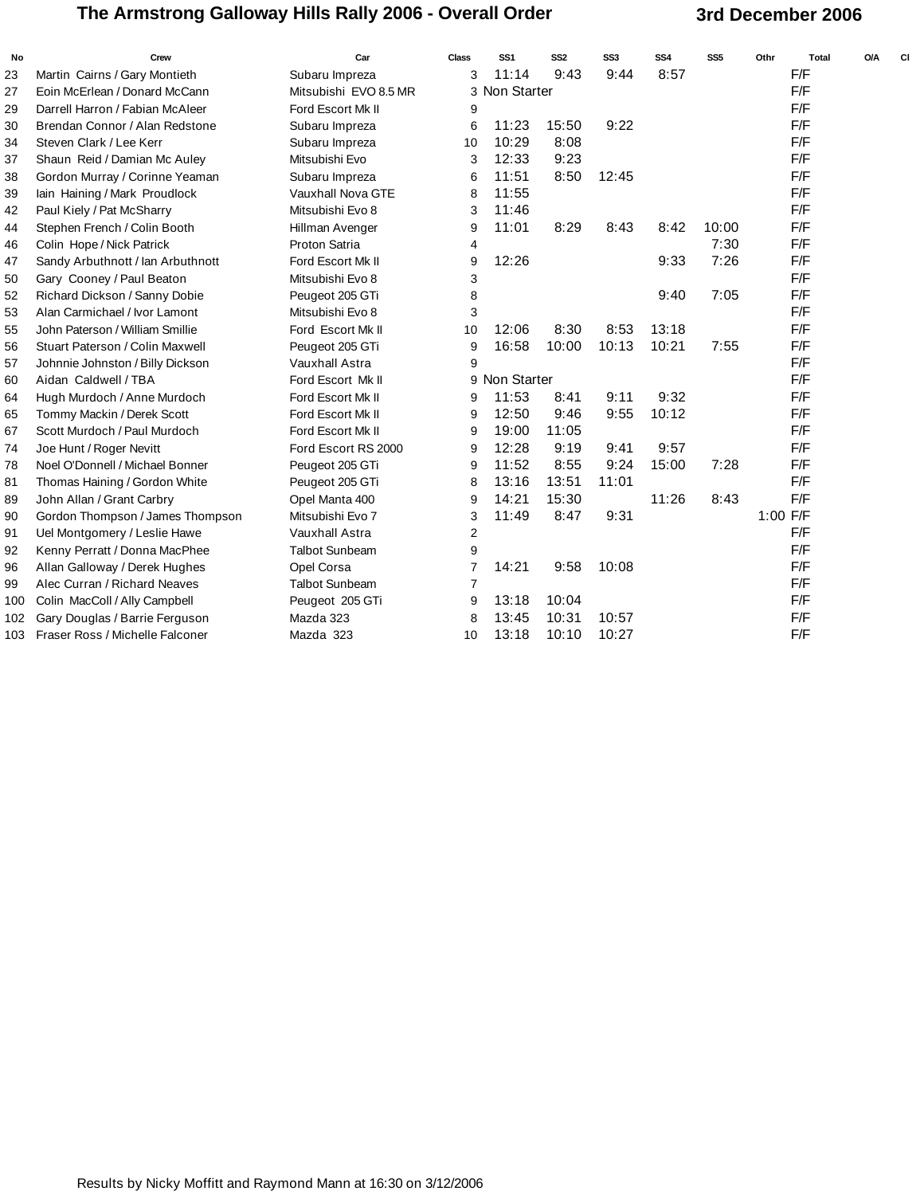# The Armstrong Galloway Hills Rally 2006 - Overall Order

**3rd December 2006**

| No | Crew | Car | Class | SS1 | SS2 | SS3 | SS4 | SS5 | Othr | Total | O/A | Cl |
|---|---|---|---|---|---|---|---|---|---|---|---|---|
| 23 | Martin Cairns / Gary Montieth | Subaru Impreza | 3 | 11:14 | 9:43 | 9:44 | 8:57 | | | F/F | | |
| 27 | Eoin McErlean / Donard McCann | Mitsubishi EVO 8.5 MR | 3 | Non Starter | | | | | | F/F | | |
| 29 | Darrell Harron / Fabian McAleer | Ford Escort Mk II | 9 | | | | | | | F/F | | |
| 30 | Brendan Connor / Alan Redstone | Subaru Impreza | 6 | 11:23 | 15:50 | 9:22 | | | | F/F | | |
| 34 | Steven Clark / Lee Kerr | Subaru Impreza | 10 | 10:29 | 8:08 | | | | | F/F | | |
| 37 | Shaun Reid / Damian Mc Auley | Mitsubishi Evo | 3 | 12:33 | 9:23 | | | | | F/F | | |
| 38 | Gordon Murray / Corinne Yeaman | Subaru Impreza | 6 | 11:51 | 8:50 | 12:45 | | | | F/F | | |
| 39 | Iain Haining / Mark Proudlock | Vauxhall Nova GTE | 8 | 11:55 | | | | | | F/F | | |
| 42 | Paul Kiely / Pat McSharry | Mitsubishi Evo 8 | 3 | 11:46 | | | | | | F/F | | |
| 44 | Stephen French / Colin Booth | Hillman Avenger | 9 | 11:01 | 8:29 | 8:43 | 8:42 | 10:00 | | F/F | | |
| 46 | Colin Hope / Nick Patrick | Proton Satria | 4 | | | | | 7:30 | | F/F | | |
| 47 | Sandy Arbuthnott / Ian Arbuthnott | Ford Escort Mk II | 9 | 12:26 | | | 9:33 | 7:26 | | F/F | | |
| 50 | Gary Cooney / Paul Beaton | Mitsubishi Evo 8 | 3 | | | | | | | F/F | | |
| 52 | Richard Dickson / Sanny Dobie | Peugeot 205 GTi | 8 | | | | 9:40 | 7:05 | | F/F | | |
| 53 | Alan Carmichael / Ivor Lamont | Mitsubishi Evo 8 | 3 | | | | | | | F/F | | |
| 55 | John Paterson / William Smillie | Ford Escort Mk II | 10 | 12:06 | 8:30 | 8:53 | 13:18 | | | F/F | | |
| 56 | Stuart Paterson / Colin Maxwell | Peugeot 205 GTi | 9 | 16:58 | 10:00 | 10:13 | 10:21 | 7:55 | | F/F | | |
| 57 | Johnnie Johnston / Billy Dickson | Vauxhall Astra | 9 | | | | | | | F/F | | |
| 60 | Aidan Caldwell / TBA | Ford Escort Mk II | 9 | Non Starter | | | | | | F/F | | |
| 64 | Hugh Murdoch / Anne Murdoch | Ford Escort Mk II | 9 | 11:53 | 8:41 | 9:11 | 9:32 | | | F/F | | |
| 65 | Tommy Mackin / Derek Scott | Ford Escort Mk II | 9 | 12:50 | 9:46 | 9:55 | 10:12 | | | F/F | | |
| 67 | Scott Murdoch / Paul Murdoch | Ford Escort Mk II | 9 | 19:00 | 11:05 | | | | | F/F | | |
| 74 | Joe Hunt / Roger Nevitt | Ford Escort RS 2000 | 9 | 12:28 | 9:19 | 9:41 | 9:57 | | | F/F | | |
| 78 | Noel O'Donnell / Michael Bonner | Peugeot 205 GTi | 9 | 11:52 | 8:55 | 9:24 | 15:00 | 7:28 | | F/F | | |
| 81 | Thomas Haining / Gordon White | Peugeot 205 GTi | 8 | 13:16 | 13:51 | 11:01 | | | | F/F | | |
| 89 | John Allan / Grant Carbry | Opel Manta 400 | 9 | 14:21 | 15:30 | | 11:26 | 8:43 | | F/F | | |
| 90 | Gordon Thompson / James Thompson | Mitsubishi Evo 7 | 3 | 11:49 | 8:47 | 9:31 | | | 1:00 | F/F | | |
| 91 | Uel Montgomery / Leslie Hawe | Vauxhall Astra | 2 | | | | | | | F/F | | |
| 92 | Kenny Perratt / Donna MacPhee | Talbot Sunbeam | 9 | | | | | | | F/F | | |
| 96 | Allan Galloway / Derek Hughes | Opel Corsa | 7 | 14:21 | 9:58 | 10:08 | | | | F/F | | |
| 99 | Alec Curran / Richard Neaves | Talbot Sunbeam | 7 | | | | | | | F/F | | |
| 100 | Colin MacColl / Ally Campbell | Peugeot 205 GTi | 9 | 13:18 | 10:04 | | | | | F/F | | |
| 102 | Gary Douglas / Barrie Ferguson | Mazda 323 | 8 | 13:45 | 10:31 | 10:57 | | | | F/F | | |
| 103 | Fraser Ross / Michelle Falconer | Mazda 323 | 10 | 13:18 | 10:10 | 10:27 | | | | F/F | | |

Results by Nicky Moffitt and Raymond Mann at 16:30 on 3/12/2006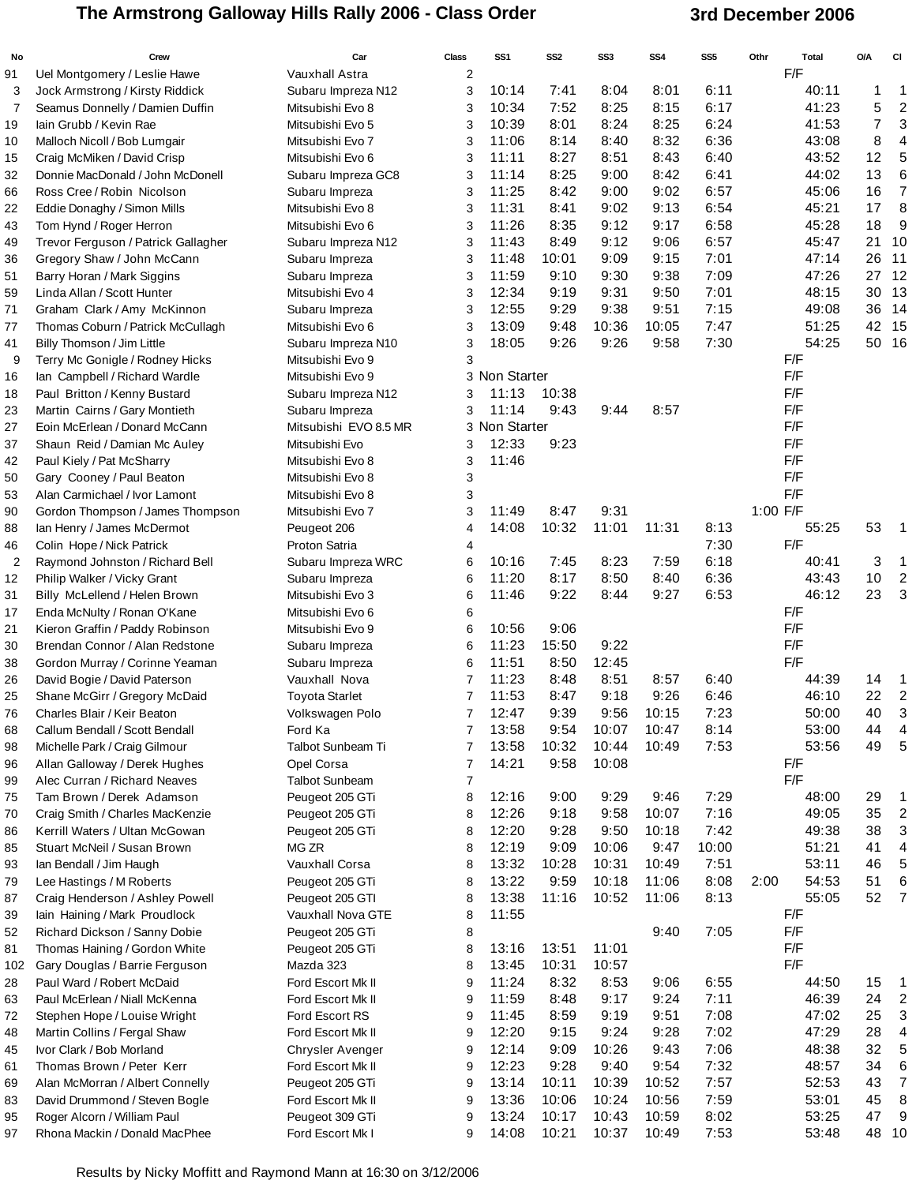# The Armstrong Galloway Hills Rally 2006 - Class Order

**3rd December 2006**

| No | Crew | Car | Class | SS1 | SS2 | SS3 | SS4 | SS5 | Othr | Total | O/A | Cl |
|---|---|---|---|---|---|---|---|---|---|---|---|---|
| 91 | Uel Montgomery / Leslie Hawe | Vauxhall Astra | 2 | | | | | | | F/F | | |
| 3 | Jock Armstrong / Kirsty Riddick | Subaru Impreza N12 | 3 | 10:14 | 7:41 | 8:04 | 8:01 | 6:11 | | 40:11 | 1 | 1 |
| 7 | Seamus Donnelly / Damien Duffin | Mitsubishi Evo 8 | 3 | 10:34 | 7:52 | 8:25 | 8:15 | 6:17 | | 41:23 | 5 | 2 |
| 19 | Iain Grubb / Kevin Rae | Mitsubishi Evo 5 | 3 | 10:39 | 8:01 | 8:24 | 8:25 | 6:24 | | 41:53 | 7 | 3 |
| 10 | Malloch Nicoll / Bob Lumgair | Mitsubishi Evo 7 | 3 | 11:06 | 8:14 | 8:40 | 8:32 | 6:36 | | 43:08 | 8 | 4 |
| 15 | Craig McMiken / David Crisp | Mitsubishi Evo 6 | 3 | 11:11 | 8:27 | 8:51 | 8:43 | 6:40 | | 43:52 | 12 | 5 |
| 32 | Donnie MacDonald / John McDonell | Subaru Impreza GC8 | 3 | 11:14 | 8:25 | 9:00 | 8:42 | 6:41 | | 44:02 | 13 | 6 |
| 66 | Ross Cree / Robin Nicolson | Subaru Impreza | 3 | 11:25 | 8:42 | 9:00 | 9:02 | 6:57 | | 45:06 | 16 | 7 |
| 22 | Eddie Donaghy / Simon Mills | Mitsubishi Evo 8 | 3 | 11:31 | 8:41 | 9:02 | 9:13 | 6:54 | | 45:21 | 17 | 8 |
| 43 | Tom Hynd / Roger Herron | Mitsubishi Evo 6 | 3 | 11:26 | 8:35 | 9:12 | 9:17 | 6:58 | | 45:28 | 18 | 9 |
| 49 | Trevor Ferguson / Patrick Gallagher | Subaru Impreza N12 | 3 | 11:43 | 8:49 | 9:12 | 9:06 | 6:57 | | 45:47 | 21 | 10 |
| 36 | Gregory Shaw / John McCann | Subaru Impreza | 3 | 11:48 | 10:01 | 9:09 | 9:15 | 7:01 | | 47:14 | 26 | 11 |
| 51 | Barry Horan / Mark Siggins | Subaru Impreza | 3 | 11:59 | 9:10 | 9:30 | 9:38 | 7:09 | | 47:26 | 27 | 12 |
| 59 | Linda Allan / Scott Hunter | Mitsubishi Evo 4 | 3 | 12:34 | 9:19 | 9:31 | 9:50 | 7:01 | | 48:15 | 30 | 13 |
| 71 | Graham Clark / Amy McKinnon | Subaru Impreza | 3 | 12:55 | 9:29 | 9:38 | 9:51 | 7:15 | | 49:08 | 36 | 14 |
| 77 | Thomas Coburn / Patrick McCullagh | Mitsubishi Evo 6 | 3 | 13:09 | 9:48 | 10:36 | 10:05 | 7:47 | | 51:25 | 42 | 15 |
| 41 | Billy Thomson / Jim Little | Subaru Impreza N10 | 3 | 18:05 | 9:26 | 9:26 | 9:58 | 7:30 | | 54:25 | 50 | 16 |
| 9 | Terry Mc Gonigle / Rodney Hicks | Mitsubishi Evo 9 | 3 | | | | | | | F/F | | |
| 16 | Ian Campbell / Richard Wardle | Mitsubishi Evo 9 | 3 | Non Starter | | | | | | F/F | | |
| 18 | Paul Britton / Kenny Bustard | Subaru Impreza N12 | 3 | 11:13 | 10:38 | | | | | F/F | | |
| 23 | Martin Cairns / Gary Montieth | Subaru Impreza | 3 | 11:14 | 9:43 | 9:44 | 8:57 | | | F/F | | |
| 27 | Eoin McErlean / Donard McCann | Mitsubishi EVO 8.5 MR | 3 | Non Starter | | | | | | F/F | | |
| 37 | Shaun Reid / Damian Mc Auley | Mitsubishi Evo | 3 | 12:33 | 9:23 | | | | | F/F | | |
| 42 | Paul Kiely / Pat McSharry | Mitsubishi Evo 8 | 3 | 11:46 | | | | | | F/F | | |
| 50 | Gary Cooney / Paul Beaton | Mitsubishi Evo 8 | 3 | | | | | | | F/F | | |
| 53 | Alan Carmichael / Ivor Lamont | Mitsubishi Evo 8 | 3 | | | | | | | F/F | | |
| 90 | Gordon Thompson / James Thompson | Mitsubishi Evo 7 | 3 | 11:49 | 8:47 | 9:31 | | | 1:00 | F/F | | |
| 88 | Ian Henry / James McDermot | Peugeot 206 | 4 | 14:08 | 10:32 | 11:01 | 11:31 | 8:13 | | 55:25 | 53 | 1 |
| 46 | Colin Hope / Nick Patrick | Proton Satria | 4 | | | | | 7:30 | | F/F | | |
| 2 | Raymond Johnston / Richard Bell | Subaru Impreza WRC | 6 | 10:16 | 7:45 | 8:23 | 7:59 | 6:18 | | 40:41 | 3 | 1 |
| 12 | Philip Walker / Vicky Grant | Subaru Impreza | 6 | 11:20 | 8:17 | 8:50 | 8:40 | 6:36 | | 43:43 | 10 | 2 |
| 31 | Billy McLellend / Helen Brown | Mitsubishi Evo 3 | 6 | 11:46 | 9:22 | 8:44 | 9:27 | 6:53 | | 46:12 | 23 | 3 |
| 17 | Enda McNulty / Ronan O'Kane | Mitsubishi Evo 6 | 6 | | | | | | | F/F | | |
| 21 | Kieron Graffin / Paddy Robinson | Mitsubishi Evo 9 | 6 | 10:56 | 9:06 | | | | | F/F | | |
| 30 | Brendan Connor / Alan Redstone | Subaru Impreza | 6 | 11:23 | 15:50 | 9:22 | | | | F/F | | |
| 38 | Gordon Murray / Corinne Yeaman | Subaru Impreza | 6 | 11:51 | 8:50 | 12:45 | | | | F/F | | |
| 26 | David Bogie / David Paterson | Vauxhall Nova | 7 | 11:23 | 8:48 | 8:51 | 8:57 | 6:40 | | 44:39 | 14 | 1 |
| 25 | Shane McGirr / Gregory McDaid | Toyota Starlet | 7 | 11:53 | 8:47 | 9:18 | 9:26 | 6:46 | | 46:10 | 22 | 2 |
| 76 | Charles Blair / Keir Beaton | Volkswagen Polo | 7 | 12:47 | 9:39 | 9:56 | 10:15 | 7:23 | | 50:00 | 40 | 3 |
| 68 | Callum Bendall / Scott Bendall | Ford Ka | 7 | 13:58 | 9:54 | 10:07 | 10:47 | 8:14 | | 53:00 | 44 | 4 |
| 98 | Michelle Park / Craig Gilmour | Talbot Sunbeam Ti | 7 | 13:58 | 10:32 | 10:44 | 10:49 | 7:53 | | 53:56 | 49 | 5 |
| 96 | Allan Galloway / Derek Hughes | Opel Corsa | 7 | 14:21 | 9:58 | 10:08 | | | | F/F | | |
| 99 | Alec Curran / Richard Neaves | Talbot Sunbeam | 7 | | | | | | | F/F | | |
| 75 | Tam Brown / Derek Adamson | Peugeot 205 GTi | 8 | 12:16 | 9:00 | 9:29 | 9:46 | 7:29 | | 48:00 | 29 | 1 |
| 70 | Craig Smith / Charles MacKenzie | Peugeot 205 GTi | 8 | 12:26 | 9:18 | 9:58 | 10:07 | 7:16 | | 49:05 | 35 | 2 |
| 86 | Kerrill Waters / Ultan McGowan | Peugeot 205 GTi | 8 | 12:20 | 9:28 | 9:50 | 10:18 | 7:42 | | 49:38 | 38 | 3 |
| 85 | Stuart McNeil / Susan Brown | MG ZR | 8 | 12:19 | 9:09 | 10:06 | 9:47 | 10:00 | | 51:21 | 41 | 4 |
| 93 | Ian Bendall / Jim Haugh | Vauxhall Corsa | 8 | 13:32 | 10:28 | 10:31 | 10:49 | 7:51 | | 53:11 | 46 | 5 |
| 79 | Lee Hastings / M Roberts | Peugeot 205 GTi | 8 | 13:22 | 9:59 | 10:18 | 11:06 | 8:08 | 2:00 | 54:53 | 51 | 6 |
| 87 | Craig Henderson / Ashley Powell | Peugeot 205 GTI | 8 | 13:38 | 11:16 | 10:52 | 11:06 | 8:13 | | 55:05 | 52 | 7 |
| 39 | Iain Haining / Mark Proudlock | Vauxhall Nova GTE | 8 | 11:55 | | | | | | F/F | | |
| 52 | Richard Dickson / Sanny Dobie | Peugeot 205 GTi | 8 | | | | 9:40 | 7:05 | | F/F | | |
| 81 | Thomas Haining / Gordon White | Peugeot 205 GTi | 8 | 13:16 | 13:51 | 11:01 | | | | F/F | | |
| 102 | Gary Douglas / Barrie Ferguson | Mazda 323 | 8 | 13:45 | 10:31 | 10:57 | | | | F/F | | |
| 28 | Paul Ward / Robert McDaid | Ford Escort Mk II | 9 | 11:24 | 8:32 | 8:53 | 9:06 | 6:55 | | 44:50 | 15 | 1 |
| 63 | Paul McErlean / Niall McKenna | Ford Escort Mk II | 9 | 11:59 | 8:48 | 9:17 | 9:24 | 7:11 | | 46:39 | 24 | 2 |
| 72 | Stephen Hope / Louise Wright | Ford Escort RS | 9 | 11:45 | 8:59 | 9:19 | 9:51 | 7:08 | | 47:02 | 25 | 3 |
| 48 | Martin Collins / Fergal Shaw | Ford Escort Mk II | 9 | 12:20 | 9:15 | 9:24 | 9:28 | 7:02 | | 47:29 | 28 | 4 |
| 45 | Ivor Clark / Bob Morland | Chrysler Avenger | 9 | 12:14 | 9:09 | 10:26 | 9:43 | 7:06 | | 48:38 | 32 | 5 |
| 61 | Thomas Brown / Peter Kerr | Ford Escort Mk II | 9 | 12:23 | 9:28 | 9:40 | 9:54 | 7:32 | | 48:57 | 34 | 6 |
| 69 | Alan McMorran / Albert Connelly | Peugeot 205 GTi | 9 | 13:14 | 10:11 | 10:39 | 10:52 | 7:57 | | 52:53 | 43 | 7 |
| 83 | David Drummond / Steven Bogle | Ford Escort Mk II | 9 | 13:36 | 10:06 | 10:24 | 10:56 | 7:59 | | 53:01 | 45 | 8 |
| 95 | Roger Alcorn / William Paul | Peugeot 309 GTi | 9 | 13:24 | 10:17 | 10:43 | 10:59 | 8:02 | | 53:25 | 47 | 9 |
| 97 | Rhona Mackin / Donald MacPhee | Ford Escort Mk I | 9 | 14:08 | 10:21 | 10:37 | 10:49 | 7:53 | | 53:48 | 48 | 10 |

Results by Nicky Moffitt and Raymond Mann at 16:30 on 3/12/2006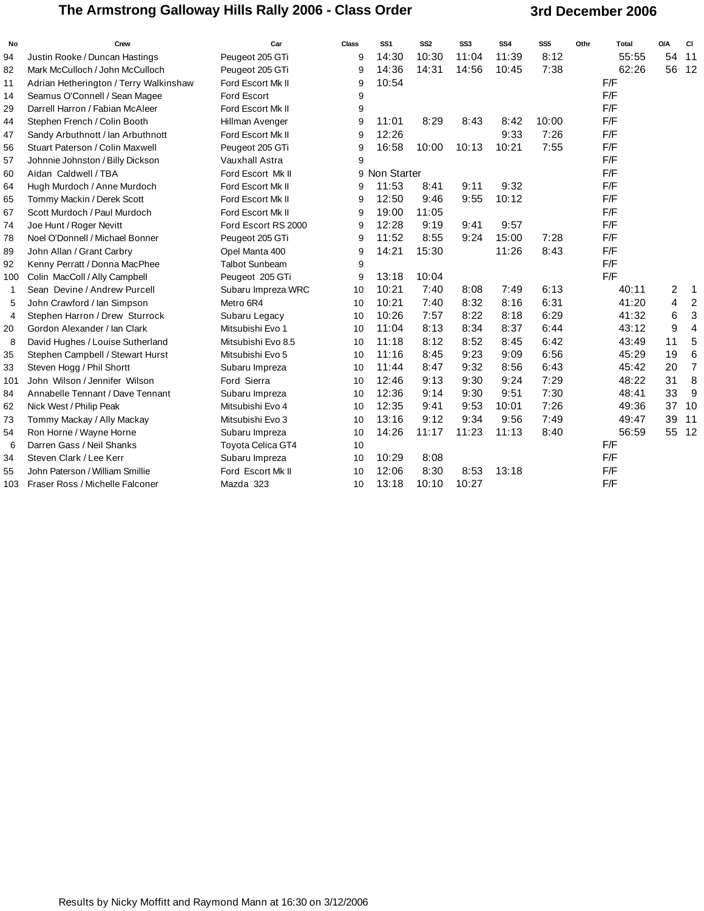# The Armstrong Galloway Hills Rally 2006 - Class Order

**3rd December 2006**

| No | Crew | Car | Class | SS1 | SS2 | SS3 | SS4 | SS5 | Othr | Total | O/A | Cl |
|---|---|---|---|---|---|---|---|---|---|---|---|---|
| 94 | Justin Rooke / Duncan Hastings | Peugeot 205 GTi | 9 | 14:30 | 10:30 | 11:04 | 11:39 | 8:12 | | 55:55 | 54 | 11 |
| 82 | Mark McCulloch / John McCulloch | Peugeot 205 GTi | 9 | 14:36 | 14:31 | 14:56 | 10:45 | 7:38 | | 62:26 | 56 | 12 |
| 11 | Adrian Hetherington / Terry Walkinshaw | Ford Escort Mk II | 9 | 10:54 | | | | | | F/F | | |
| 14 | Seamus O'Connell / Sean Magee | Ford Escort | 9 | | | | | | | F/F | | |
| 29 | Darrell Harron / Fabian McAleer | Ford Escort Mk II | 9 | | | | | | | F/F | | |
| 44 | Stephen French / Colin Booth | Hillman Avenger | 9 | 11:01 | 8:29 | 8:43 | 8:42 | 10:00 | | F/F | | |
| 47 | Sandy Arbuthnott / Ian Arbuthnott | Ford Escort Mk II | 9 | 12:26 | | | 9:33 | 7:26 | | F/F | | |
| 56 | Stuart Paterson / Colin Maxwell | Peugeot 205 GTi | 9 | 16:58 | 10:00 | 10:13 | 10:21 | 7:55 | | F/F | | |
| 57 | Johnnie Johnston / Billy Dickson | Vauxhall Astra | 9 | | | | | | | F/F | | |
| 60 | Aidan Caldwell / TBA | Ford Escort Mk II | 9 | Non Starter | | | | | | F/F | | |
| 64 | Hugh Murdoch / Anne Murdoch | Ford Escort Mk II | 9 | 11:53 | 8:41 | 9:11 | 9:32 | | | F/F | | |
| 65 | Tommy Mackin / Derek Scott | Ford Escort Mk II | 9 | 12:50 | 9:46 | 9:55 | 10:12 | | | F/F | | |
| 67 | Scott Murdoch / Paul Murdoch | Ford Escort Mk II | 9 | 19:00 | 11:05 | | | | | F/F | | |
| 74 | Joe Hunt / Roger Nevitt | Ford Escort RS 2000 | 9 | 12:28 | 9:19 | 9:41 | 9:57 | | | F/F | | |
| 78 | Noel O'Donnell / Michael Bonner | Peugeot 205 GTi | 9 | 11:52 | 8:55 | 9:24 | 15:00 | 7:28 | | F/F | | |
| 89 | John Allan / Grant Carbry | Opel Manta 400 | 9 | 14:21 | 15:30 | | 11:26 | 8:43 | | F/F | | |
| 92 | Kenny Perratt / Donna MacPhee | Talbot Sunbeam | 9 | | | | | | | F/F | | |
| 100 | Colin MacColl / Ally Campbell | Peugeot 205 GTi | 9 | 13:18 | 10:04 | | | | | F/F | | |
| 1 | Sean Devine / Andrew Purcell | Subaru Impreza WRC | 10 | 10:21 | 7:40 | 8:08 | 7:49 | 6:13 | | 40:11 | 2 | 1 |
| 5 | John Crawford / Ian Simpson | Metro 6R4 | 10 | 10:21 | 7:40 | 8:32 | 8:16 | 6:31 | | 41:20 | 4 | 2 |
| 4 | Stephen Harron / Drew Sturrock | Subaru Legacy | 10 | 10:26 | 7:57 | 8:22 | 8:18 | 6:29 | | 41:32 | 6 | 3 |
| 20 | Gordon Alexander / Ian Clark | Mitsubishi Evo 1 | 10 | 11:04 | 8:13 | 8:34 | 8:37 | 6:44 | | 43:12 | 9 | 4 |
| 8 | David Hughes / Louise Sutherland | Mitsubishi Evo 8.5 | 10 | 11:18 | 8:12 | 8:52 | 8:45 | 6:42 | | 43:49 | 11 | 5 |
| 35 | Stephen Campbell / Stewart Hurst | Mitsubishi Evo 5 | 10 | 11:16 | 8:45 | 9:23 | 9:09 | 6:56 | | 45:29 | 19 | 6 |
| 33 | Steven Hogg / Phil Shortt | Subaru Impreza | 10 | 11:44 | 8:47 | 9:32 | 8:56 | 6:43 | | 45:42 | 20 | 7 |
| 101 | John Wilson / Jennifer Wilson | Ford Sierra | 10 | 12:46 | 9:13 | 9:30 | 9:24 | 7:29 | | 48:22 | 31 | 8 |
| 84 | Annabelle Tennant / Dave Tennant | Subaru Impreza | 10 | 12:36 | 9:14 | 9:30 | 9:51 | 7:30 | | 48:41 | 33 | 9 |
| 62 | Nick West / Philip Peak | Mitsubishi Evo 4 | 10 | 12:35 | 9:41 | 9:53 | 10:01 | 7:26 | | 49:36 | 37 | 10 |
| 73 | Tommy Mackay / Ally Mackay | Mitsubishi Evo 3 | 10 | 13:16 | 9:12 | 9:34 | 9:56 | 7:49 | | 49:47 | 39 | 11 |
| 54 | Ron Horne / Wayne Horne | Subaru Impreza | 10 | 14:26 | 11:17 | 11:23 | 11:13 | 8:40 | | 56:59 | 55 | 12 |
| 6 | Darren Gass / Neil Shanks | Toyota Celica GT4 | 10 | | | | | | | F/F | | |
| 34 | Steven Clark / Lee Kerr | Subaru Impreza | 10 | 10:29 | 8:08 | | | | | F/F | | |
| 55 | John Paterson / William Smillie | Ford Escort Mk II | 10 | 12:06 | 8:30 | 8:53 | 13:18 | | | F/F | | |
| 103 | Fraser Ross / Michelle Falconer | Mazda 323 | 10 | 13:18 | 10:10 | 10:27 | | | | F/F | | |

Results by Nicky Moffitt and Raymond Mann at 16:30 on 3/12/2006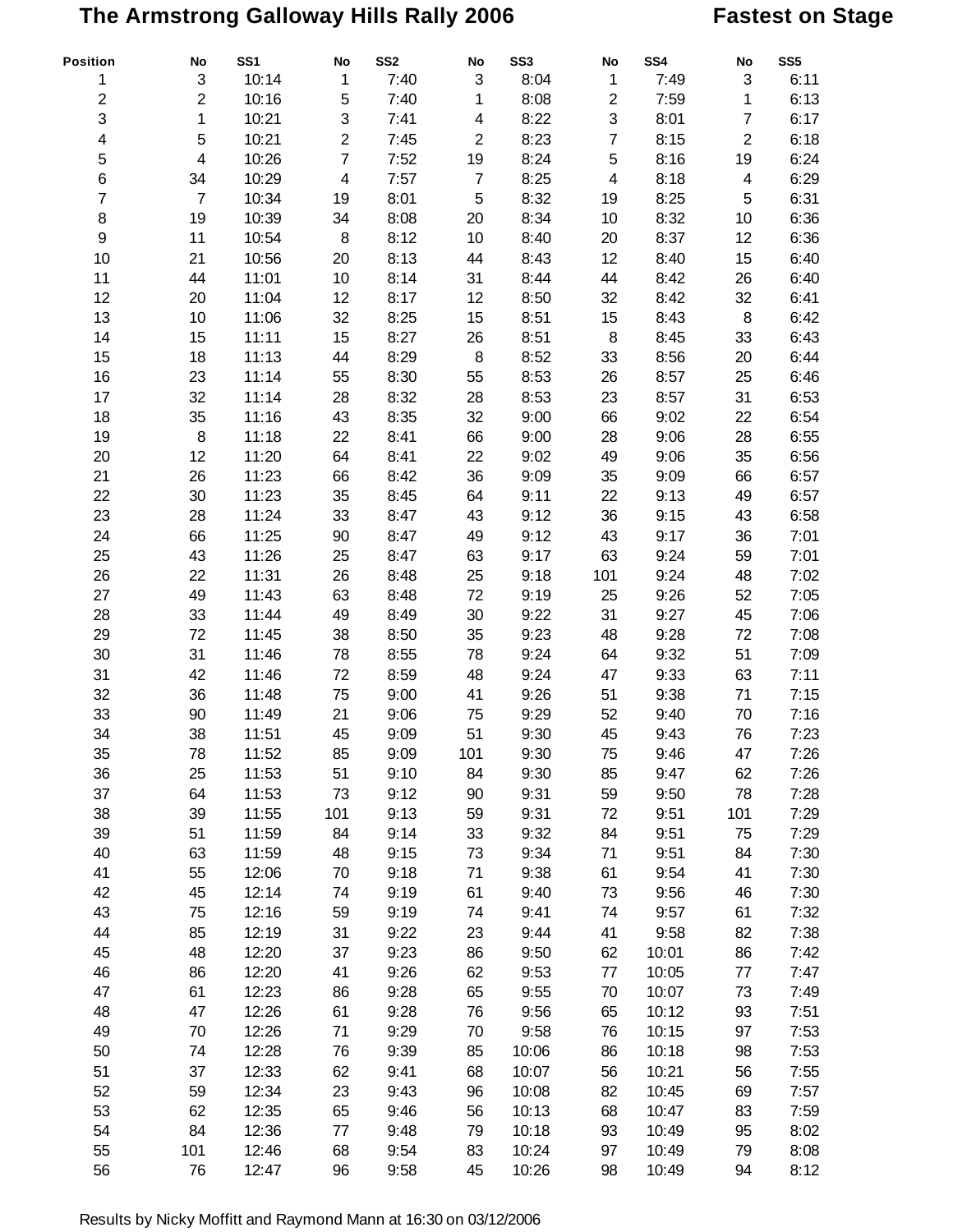# The Armstrong Galloway Hills Rally 2006

## Fastest on Stage

| Position | No | SS1 | No | SS2 | No | SS3 | No | SS4 | No | SS5 |
|---|---|---|---|---|---|---|---|---|---|---|
| 1 | 3 | 10:14 | 1 | 7:40 | 3 | 8:04 | 1 | 7:49 | 3 | 6:11 |
| 2 | 2 | 10:16 | 5 | 7:40 | 1 | 8:08 | 2 | 7:59 | 1 | 6:13 |
| 3 | 1 | 10:21 | 3 | 7:41 | 4 | 8:22 | 3 | 8:01 | 7 | 6:17 |
| 4 | 5 | 10:21 | 2 | 7:45 | 2 | 8:23 | 7 | 8:15 | 2 | 6:18 |
| 5 | 4 | 10:26 | 7 | 7:52 | 19 | 8:24 | 5 | 8:16 | 19 | 6:24 |
| 6 | 34 | 10:29 | 4 | 7:57 | 7 | 8:25 | 4 | 8:18 | 4 | 6:29 |
| 7 | 7 | 10:34 | 19 | 8:01 | 5 | 8:32 | 19 | 8:25 | 5 | 6:31 |
| 8 | 19 | 10:39 | 34 | 8:08 | 20 | 8:34 | 10 | 8:32 | 10 | 6:36 |
| 9 | 11 | 10:54 | 8 | 8:12 | 10 | 8:40 | 20 | 8:37 | 12 | 6:36 |
| 10 | 21 | 10:56 | 20 | 8:13 | 44 | 8:43 | 12 | 8:40 | 15 | 6:40 |
| 11 | 44 | 11:01 | 10 | 8:14 | 31 | 8:44 | 44 | 8:42 | 26 | 6:40 |
| 12 | 20 | 11:04 | 12 | 8:17 | 12 | 8:50 | 32 | 8:42 | 32 | 6:41 |
| 13 | 10 | 11:06 | 32 | 8:25 | 15 | 8:51 | 15 | 8:43 | 8 | 6:42 |
| 14 | 15 | 11:11 | 15 | 8:27 | 26 | 8:51 | 8 | 8:45 | 33 | 6:43 |
| 15 | 18 | 11:13 | 44 | 8:29 | 8 | 8:52 | 33 | 8:56 | 20 | 6:44 |
| 16 | 23 | 11:14 | 55 | 8:30 | 55 | 8:53 | 26 | 8:57 | 25 | 6:46 |
| 17 | 32 | 11:14 | 28 | 8:32 | 28 | 8:53 | 23 | 8:57 | 31 | 6:53 |
| 18 | 35 | 11:16 | 43 | 8:35 | 32 | 9:00 | 66 | 9:02 | 22 | 6:54 |
| 19 | 8 | 11:18 | 22 | 8:41 | 66 | 9:00 | 28 | 9:06 | 28 | 6:55 |
| 20 | 12 | 11:20 | 64 | 8:41 | 22 | 9:02 | 49 | 9:06 | 35 | 6:56 |
| 21 | 26 | 11:23 | 66 | 8:42 | 36 | 9:09 | 35 | 9:09 | 66 | 6:57 |
| 22 | 30 | 11:23 | 35 | 8:45 | 64 | 9:11 | 22 | 9:13 | 49 | 6:57 |
| 23 | 28 | 11:24 | 33 | 8:47 | 43 | 9:12 | 36 | 9:15 | 43 | 6:58 |
| 24 | 66 | 11:25 | 90 | 8:47 | 49 | 9:12 | 43 | 9:17 | 36 | 7:01 |
| 25 | 43 | 11:26 | 25 | 8:47 | 63 | 9:17 | 63 | 9:24 | 59 | 7:01 |
| 26 | 22 | 11:31 | 26 | 8:48 | 25 | 9:18 | 101 | 9:24 | 48 | 7:02 |
| 27 | 49 | 11:43 | 63 | 8:48 | 72 | 9:19 | 25 | 9:26 | 52 | 7:05 |
| 28 | 33 | 11:44 | 49 | 8:49 | 30 | 9:22 | 31 | 9:27 | 45 | 7:06 |
| 29 | 72 | 11:45 | 38 | 8:50 | 35 | 9:23 | 48 | 9:28 | 72 | 7:08 |
| 30 | 31 | 11:46 | 78 | 8:55 | 78 | 9:24 | 64 | 9:32 | 51 | 7:09 |
| 31 | 42 | 11:46 | 72 | 8:59 | 48 | 9:24 | 47 | 9:33 | 63 | 7:11 |
| 32 | 36 | 11:48 | 75 | 9:00 | 41 | 9:26 | 51 | 9:38 | 71 | 7:15 |
| 33 | 90 | 11:49 | 21 | 9:06 | 75 | 9:29 | 52 | 9:40 | 70 | 7:16 |
| 34 | 38 | 11:51 | 45 | 9:09 | 51 | 9:30 | 45 | 9:43 | 76 | 7:23 |
| 35 | 78 | 11:52 | 85 | 9:09 | 101 | 9:30 | 75 | 9:46 | 47 | 7:26 |
| 36 | 25 | 11:53 | 51 | 9:10 | 84 | 9:30 | 85 | 9:47 | 62 | 7:26 |
| 37 | 64 | 11:53 | 73 | 9:12 | 90 | 9:31 | 59 | 9:50 | 78 | 7:28 |
| 38 | 39 | 11:55 | 101 | 9:13 | 59 | 9:31 | 72 | 9:51 | 101 | 7:29 |
| 39 | 51 | 11:59 | 84 | 9:14 | 33 | 9:32 | 84 | 9:51 | 75 | 7:29 |
| 40 | 63 | 11:59 | 48 | 9:15 | 73 | 9:34 | 71 | 9:51 | 84 | 7:30 |
| 41 | 55 | 12:06 | 70 | 9:18 | 71 | 9:38 | 61 | 9:54 | 41 | 7:30 |
| 42 | 45 | 12:14 | 74 | 9:19 | 61 | 9:40 | 73 | 9:56 | 46 | 7:30 |
| 43 | 75 | 12:16 | 59 | 9:19 | 74 | 9:41 | 74 | 9:57 | 61 | 7:32 |
| 44 | 85 | 12:19 | 31 | 9:22 | 23 | 9:44 | 41 | 9:58 | 82 | 7:38 |
| 45 | 48 | 12:20 | 37 | 9:23 | 86 | 9:50 | 62 | 10:01 | 86 | 7:42 |
| 46 | 86 | 12:20 | 41 | 9:26 | 62 | 9:53 | 77 | 10:05 | 77 | 7:47 |
| 47 | 61 | 12:23 | 86 | 9:28 | 65 | 9:55 | 70 | 10:07 | 73 | 7:49 |
| 48 | 47 | 12:26 | 61 | 9:28 | 76 | 9:56 | 65 | 10:12 | 93 | 7:51 |
| 49 | 70 | 12:26 | 71 | 9:29 | 70 | 9:58 | 76 | 10:15 | 97 | 7:53 |
| 50 | 74 | 12:28 | 76 | 9:39 | 85 | 10:06 | 86 | 10:18 | 98 | 7:53 |
| 51 | 37 | 12:33 | 62 | 9:41 | 68 | 10:07 | 56 | 10:21 | 56 | 7:55 |
| 52 | 59 | 12:34 | 23 | 9:43 | 96 | 10:08 | 82 | 10:45 | 69 | 7:57 |
| 53 | 62 | 12:35 | 65 | 9:46 | 56 | 10:13 | 68 | 10:47 | 83 | 7:59 |
| 54 | 84 | 12:36 | 77 | 9:48 | 79 | 10:18 | 93 | 10:49 | 95 | 8:02 |
| 55 | 101 | 12:46 | 68 | 9:54 | 83 | 10:24 | 97 | 10:49 | 79 | 8:08 |
| 56 | 76 | 12:47 | 96 | 9:58 | 45 | 10:26 | 98 | 10:49 | 94 | 8:12 |

Results by Nicky Moffitt and Raymond Mann at 16:30 on 03/12/2006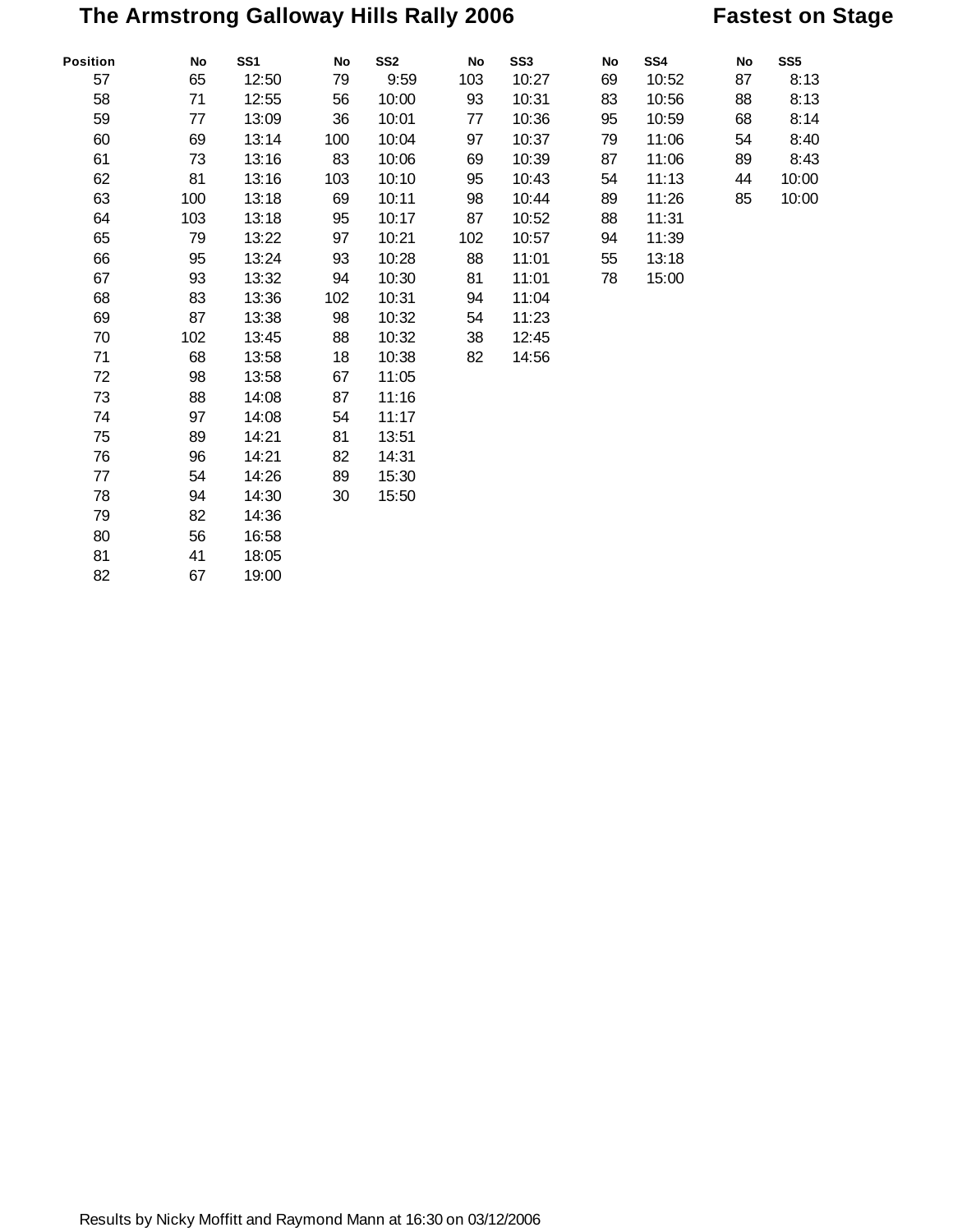# The Armstrong Galloway Hills Rally 2006

## Fastest on Stage

| Position | No | SS1 | No | SS2 | No | SS3 | No | SS4 | No | SS5 |
|---|---|---|---|---|---|---|---|---|---|---|
| 57 | 65 | 12:50 | 79 | 9:59 | 103 | 10:27 | 69 | 10:52 | 87 | 8:13 |
| 58 | 71 | 12:55 | 56 | 10:00 | 93 | 10:31 | 83 | 10:56 | 88 | 8:13 |
| 59 | 77 | 13:09 | 36 | 10:01 | 77 | 10:36 | 95 | 10:59 | 68 | 8:14 |
| 60 | 69 | 13:14 | 100 | 10:04 | 97 | 10:37 | 79 | 11:06 | 54 | 8:40 |
| 61 | 73 | 13:16 | 83 | 10:06 | 69 | 10:39 | 87 | 11:06 | 89 | 8:43 |
| 62 | 81 | 13:16 | 103 | 10:10 | 95 | 10:43 | 54 | 11:13 | 44 | 10:00 |
| 63 | 100 | 13:18 | 69 | 10:11 | 98 | 10:44 | 89 | 11:26 | 85 | 10:00 |
| 64 | 103 | 13:18 | 95 | 10:17 | 87 | 10:52 | 88 | 11:31 | | |
| 65 | 79 | 13:22 | 97 | 10:21 | 102 | 10:57 | 94 | 11:39 | | |
| 66 | 95 | 13:24 | 93 | 10:28 | 88 | 11:01 | 55 | 13:18 | | |
| 67 | 93 | 13:32 | 94 | 10:30 | 81 | 11:01 | 78 | 15:00 | | |
| 68 | 83 | 13:36 | 102 | 10:31 | 94 | 11:04 | | | | |
| 69 | 87 | 13:38 | 98 | 10:32 | 54 | 11:23 | | | | |
| 70 | 102 | 13:45 | 88 | 10:32 | 38 | 12:45 | | | | |
| 71 | 68 | 13:58 | 18 | 10:38 | 82 | 14:56 | | | | |
| 72 | 98 | 13:58 | 67 | 11:05 | | | | | | |
| 73 | 88 | 14:08 | 87 | 11:16 | | | | | | |
| 74 | 97 | 14:08 | 54 | 11:17 | | | | | | |
| 75 | 89 | 14:21 | 81 | 13:51 | | | | | | |
| 76 | 96 | 14:21 | 82 | 14:31 | | | | | | |
| 77 | 54 | 14:26 | 89 | 15:30 | | | | | | |
| 78 | 94 | 14:30 | 30 | 15:50 | | | | | | |
| 79 | 82 | 14:36 | | | | | | | | |
| 80 | 56 | 16:58 | | | | | | | | |
| 81 | 41 | 18:05 | | | | | | | | |
| 82 | 67 | 19:00 | | | | | | | | |

Results by Nicky Moffitt and Raymond Mann at 16:30 on 03/12/2006